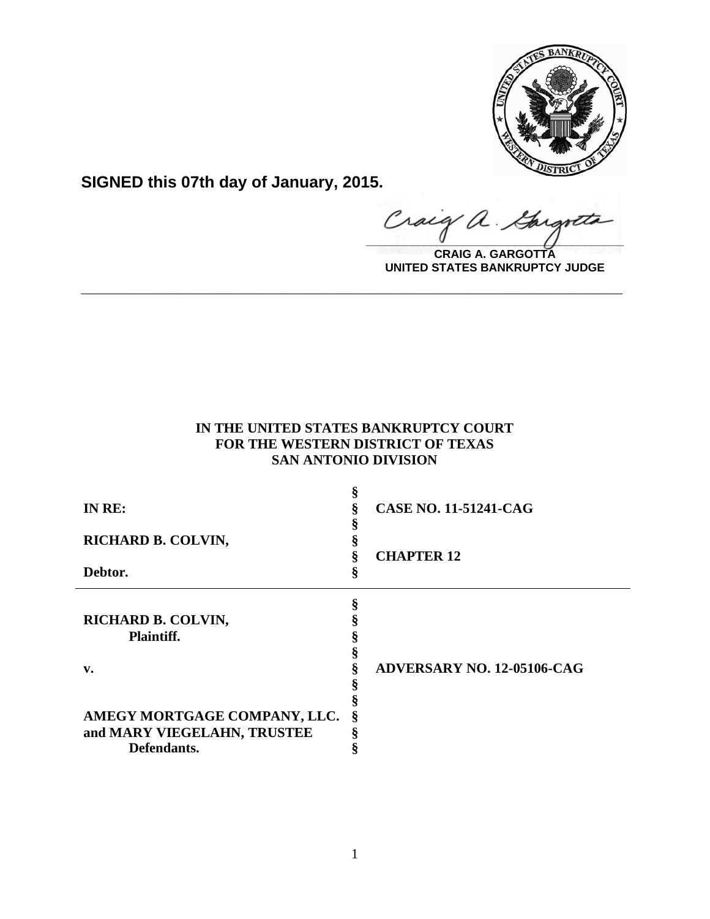**SIGNED this 07th day of January, 2015.**

**CRAIG A. GARGOTTA**
**UNITED STATES BANKRUPTCY JUDGE**

---

**IN THE UNITED STATES BANKRUPTCY COURT**
**FOR THE WESTERN DISTRICT OF TEXAS**
**SAN ANTONIO DIVISION**

| | | |
|---|---|---|
| **IN RE:** | § | **CASE NO. 11-51241-CAG** |
| **RICHARD B. COLVIN,** | § | |
| | § | **CHAPTER 12** |
| **Debtor.** | § | |

| | | |
|---|---|---|
| **RICHARD B. COLVIN,** | § | |
| **Plaintiff.** | § | |
| **v.** | § | **ADVERSARY NO. 12-05106-CAG** |
| **AMEGY MORTGAGE COMPANY, LLC.** | § | |
| **and MARY VIEGELAHN, TRUSTEE** | § | |
| **Defendants.** | § | |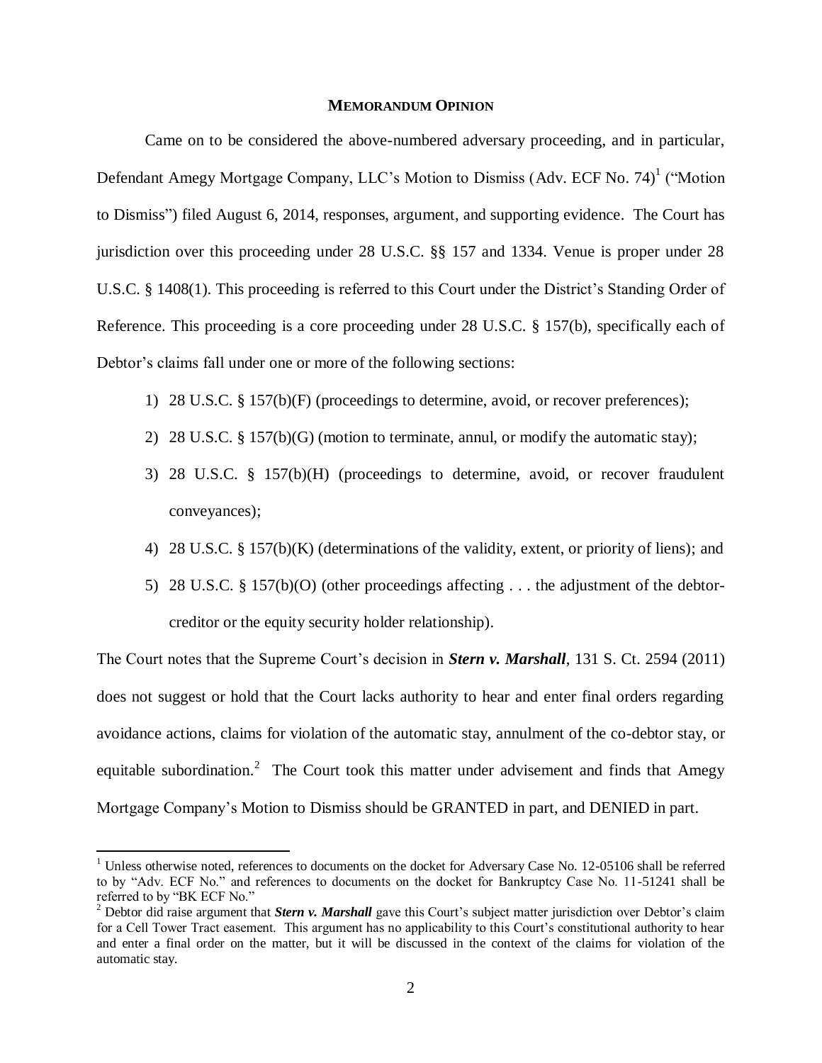## MEMORANDUM OPINION

Came on to be considered the above-numbered adversary proceeding, and in particular, Defendant Amegy Mortgage Company, LLC's Motion to Dismiss (Adv. ECF No. 74)[1] ("Motion to Dismiss") filed August 6, 2014, responses, argument, and supporting evidence. The Court has jurisdiction over this proceeding under 28 U.S.C. §§ 157 and 1334. Venue is proper under 28 U.S.C. § 1408(1). This proceeding is referred to this Court under the District's Standing Order of Reference. This proceeding is a core proceeding under 28 U.S.C. § 157(b), specifically each of Debtor's claims fall under one or more of the following sections:

1) 28 U.S.C. § 157(b)(F) (proceedings to determine, avoid, or recover preferences);
2) 28 U.S.C. § 157(b)(G) (motion to terminate, annul, or modify the automatic stay);
3) 28 U.S.C. § 157(b)(H) (proceedings to determine, avoid, or recover fraudulent conveyances);
4) 28 U.S.C. § 157(b)(K) (determinations of the validity, extent, or priority of liens); and
5) 28 U.S.C. § 157(b)(O) (other proceedings affecting . . . the adjustment of the debtor-creditor or the equity security holder relationship).

The Court notes that the Supreme Court's decision in ***Stern v. Marshall***, 131 S. Ct. 2594 (2011) does not suggest or hold that the Court lacks authority to hear and enter final orders regarding avoidance actions, claims for violation of the automatic stay, annulment of the co-debtor stay, or equitable subordination.[2] The Court took this matter under advisement and finds that Amegy Mortgage Company's Motion to Dismiss should be GRANTED in part, and DENIED in part.

---

[1] Unless otherwise noted, references to documents on the docket for Adversary Case No. 12-05106 shall be referred to by "Adv. ECF No." and references to documents on the docket for Bankruptcy Case No. 11-51241 shall be referred to by "BK ECF No."

[2] Debtor did raise argument that ***Stern v. Marshall*** gave this Court's subject matter jurisdiction over Debtor's claim for a Cell Tower Tract easement. This argument has no applicability to this Court's constitutional authority to hear and enter a final order on the matter, but it will be discussed in the context of the claims for violation of the automatic stay.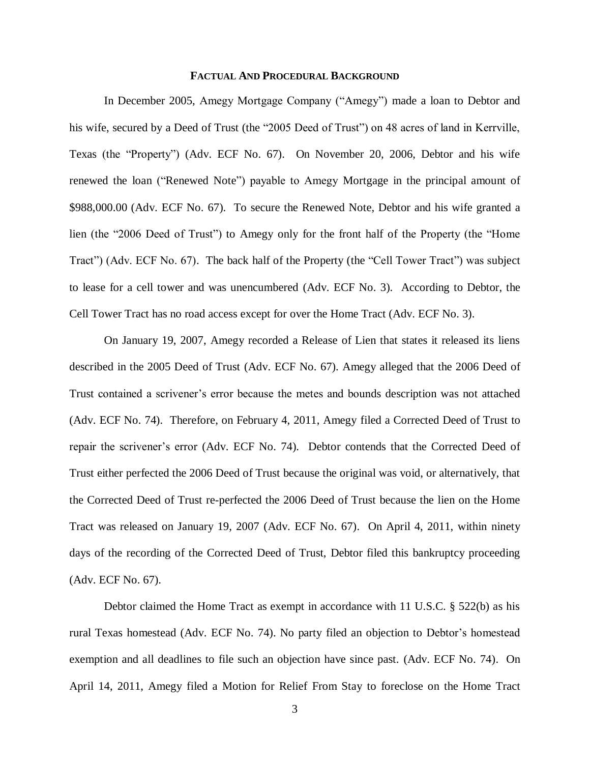## FACTUAL AND PROCEDURAL BACKGROUND

In December 2005, Amegy Mortgage Company ("Amegy") made a loan to Debtor and his wife, secured by a Deed of Trust (the "2005 Deed of Trust") on 48 acres of land in Kerrville, Texas (the "Property") (Adv. ECF No. 67). On November 20, 2006, Debtor and his wife renewed the loan ("Renewed Note") payable to Amegy Mortgage in the principal amount of $988,000.00 (Adv. ECF No. 67). To secure the Renewed Note, Debtor and his wife granted a lien (the "2006 Deed of Trust") to Amegy only for the front half of the Property (the "Home Tract") (Adv. ECF No. 67). The back half of the Property (the "Cell Tower Tract") was subject to lease for a cell tower and was unencumbered (Adv. ECF No. 3). According to Debtor, the Cell Tower Tract has no road access except for over the Home Tract (Adv. ECF No. 3).

On January 19, 2007, Amegy recorded a Release of Lien that states it released its liens described in the 2005 Deed of Trust (Adv. ECF No. 67). Amegy alleged that the 2006 Deed of Trust contained a scrivener's error because the metes and bounds description was not attached (Adv. ECF No. 74). Therefore, on February 4, 2011, Amegy filed a Corrected Deed of Trust to repair the scrivener's error (Adv. ECF No. 74). Debtor contends that the Corrected Deed of Trust either perfected the 2006 Deed of Trust because the original was void, or alternatively, that the Corrected Deed of Trust re-perfected the 2006 Deed of Trust because the lien on the Home Tract was released on January 19, 2007 (Adv. ECF No. 67). On April 4, 2011, within ninety days of the recording of the Corrected Deed of Trust, Debtor filed this bankruptcy proceeding (Adv. ECF No. 67).

Debtor claimed the Home Tract as exempt in accordance with 11 U.S.C. § 522(b) as his rural Texas homestead (Adv. ECF No. 74). No party filed an objection to Debtor's homestead exemption and all deadlines to file such an objection have since past. (Adv. ECF No. 74). On April 14, 2011, Amegy filed a Motion for Relief From Stay to foreclose on the Home Tract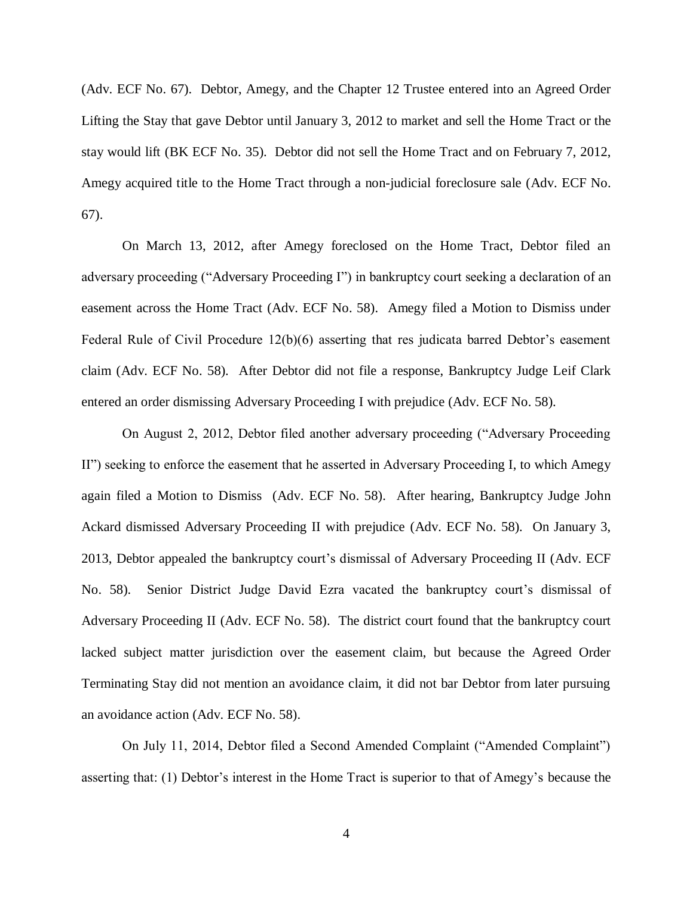(Adv. ECF No. 67). Debtor, Amegy, and the Chapter 12 Trustee entered into an Agreed Order Lifting the Stay that gave Debtor until January 3, 2012 to market and sell the Home Tract or the stay would lift (BK ECF No. 35). Debtor did not sell the Home Tract and on February 7, 2012, Amegy acquired title to the Home Tract through a non-judicial foreclosure sale (Adv. ECF No. 67).

On March 13, 2012, after Amegy foreclosed on the Home Tract, Debtor filed an adversary proceeding ("Adversary Proceeding I") in bankruptcy court seeking a declaration of an easement across the Home Tract (Adv. ECF No. 58). Amegy filed a Motion to Dismiss under Federal Rule of Civil Procedure 12(b)(6) asserting that res judicata barred Debtor's easement claim (Adv. ECF No. 58). After Debtor did not file a response, Bankruptcy Judge Leif Clark entered an order dismissing Adversary Proceeding I with prejudice (Adv. ECF No. 58).

On August 2, 2012, Debtor filed another adversary proceeding ("Adversary Proceeding II") seeking to enforce the easement that he asserted in Adversary Proceeding I, to which Amegy again filed a Motion to Dismiss (Adv. ECF No. 58). After hearing, Bankruptcy Judge John Ackard dismissed Adversary Proceeding II with prejudice (Adv. ECF No. 58). On January 3, 2013, Debtor appealed the bankruptcy court's dismissal of Adversary Proceeding II (Adv. ECF No. 58). Senior District Judge David Ezra vacated the bankruptcy court's dismissal of Adversary Proceeding II (Adv. ECF No. 58). The district court found that the bankruptcy court lacked subject matter jurisdiction over the easement claim, but because the Agreed Order Terminating Stay did not mention an avoidance claim, it did not bar Debtor from later pursuing an avoidance action (Adv. ECF No. 58).

On July 11, 2014, Debtor filed a Second Amended Complaint ("Amended Complaint") asserting that: (1) Debtor's interest in the Home Tract is superior to that of Amegy's because the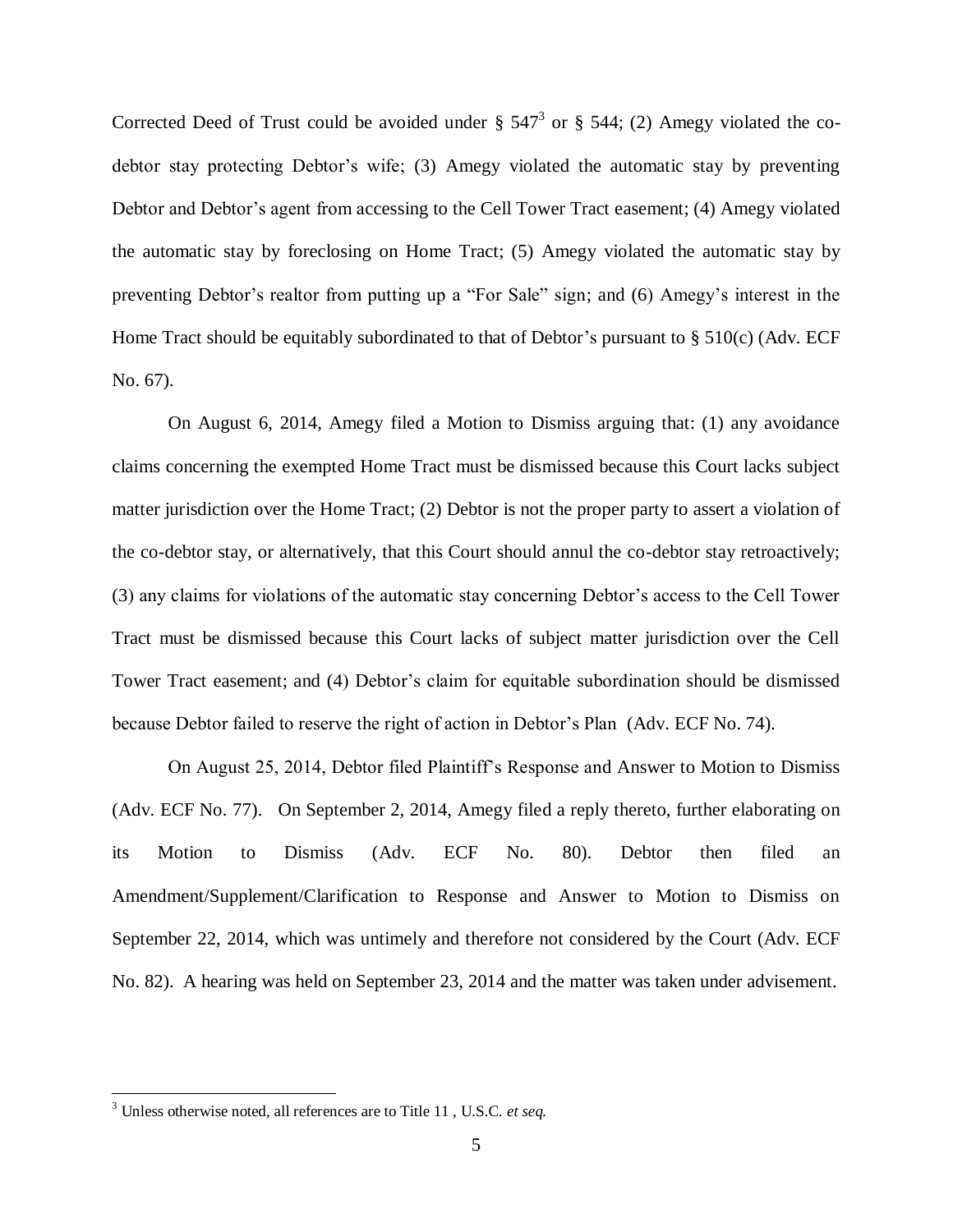Corrected Deed of Trust could be avoided under § 547[3] or § 544; (2) Amegy violated the co-debtor stay protecting Debtor's wife; (3) Amegy violated the automatic stay by preventing Debtor and Debtor's agent from accessing to the Cell Tower Tract easement; (4) Amegy violated the automatic stay by foreclosing on Home Tract; (5) Amegy violated the automatic stay by preventing Debtor's realtor from putting up a "For Sale" sign; and (6) Amegy's interest in the Home Tract should be equitably subordinated to that of Debtor's pursuant to § 510(c) (Adv. ECF No. 67).

On August 6, 2014, Amegy filed a Motion to Dismiss arguing that: (1) any avoidance claims concerning the exempted Home Tract must be dismissed because this Court lacks subject matter jurisdiction over the Home Tract; (2) Debtor is not the proper party to assert a violation of the co-debtor stay, or alternatively, that this Court should annul the co-debtor stay retroactively; (3) any claims for violations of the automatic stay concerning Debtor's access to the Cell Tower Tract must be dismissed because this Court lacks of subject matter jurisdiction over the Cell Tower Tract easement; and (4) Debtor's claim for equitable subordination should be dismissed because Debtor failed to reserve the right of action in Debtor's Plan (Adv. ECF No. 74).

On August 25, 2014, Debtor filed Plaintiff's Response and Answer to Motion to Dismiss (Adv. ECF No. 77). On September 2, 2014, Amegy filed a reply thereto, further elaborating on its Motion to Dismiss (Adv. ECF No. 80). Debtor then filed an Amendment/Supplement/Clarification to Response and Answer to Motion to Dismiss on September 22, 2014, which was untimely and therefore not considered by the Court (Adv. ECF No. 82). A hearing was held on September 23, 2014 and the matter was taken under advisement.

[3] Unless otherwise noted, all references are to Title 11 , U.S.C. *et seq.*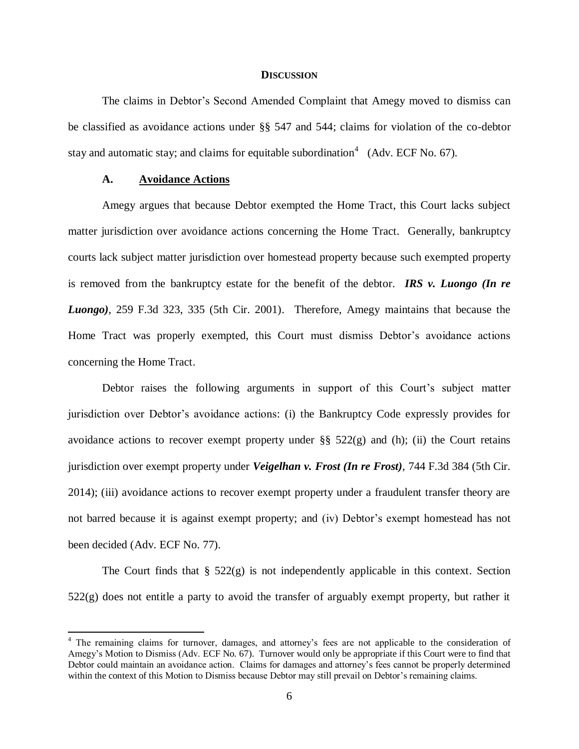## **DISCUSSION**

The claims in Debtor's Second Amended Complaint that Amegy moved to dismiss can be classified as avoidance actions under §§ 547 and 544; claims for violation of the co-debtor stay and automatic stay; and claims for equitable subordination[4] (Adv. ECF No. 67).

### A. Avoidance Actions

Amegy argues that because Debtor exempted the Home Tract, this Court lacks subject matter jurisdiction over avoidance actions concerning the Home Tract. Generally, bankruptcy courts lack subject matter jurisdiction over homestead property because such exempted property is removed from the bankruptcy estate for the benefit of the debtor. ***IRS v. Luongo (In re Luongo)***, 259 F.3d 323, 335 (5th Cir. 2001). Therefore, Amegy maintains that because the Home Tract was properly exempted, this Court must dismiss Debtor's avoidance actions concerning the Home Tract.

Debtor raises the following arguments in support of this Court's subject matter jurisdiction over Debtor's avoidance actions: (i) the Bankruptcy Code expressly provides for avoidance actions to recover exempt property under §§ 522(g) and (h); (ii) the Court retains jurisdiction over exempt property under ***Veigelhan v. Frost (In re Frost)***, 744 F.3d 384 (5th Cir. 2014); (iii) avoidance actions to recover exempt property under a fraudulent transfer theory are not barred because it is against exempt property; and (iv) Debtor's exempt homestead has not been decided (Adv. ECF No. 77).

The Court finds that § 522(g) is not independently applicable in this context. Section 522(g) does not entitle a party to avoid the transfer of arguably exempt property, but rather it

[4] The remaining claims for turnover, damages, and attorney's fees are not applicable to the consideration of Amegy's Motion to Dismiss (Adv. ECF No. 67). Turnover would only be appropriate if this Court were to find that Debtor could maintain an avoidance action. Claims for damages and attorney's fees cannot be properly determined within the context of this Motion to Dismiss because Debtor may still prevail on Debtor's remaining claims.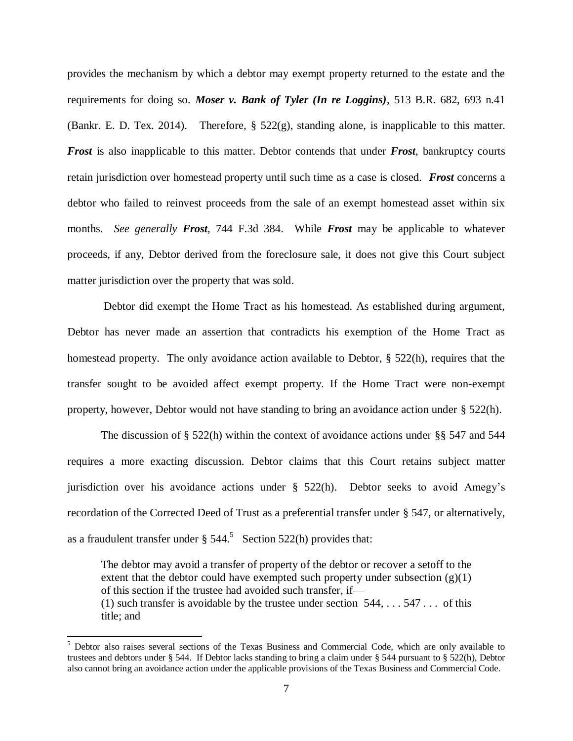provides the mechanism by which a debtor may exempt property returned to the estate and the requirements for doing so. ***Moser v. Bank of Tyler (In re Loggins)***, 513 B.R. 682, 693 n.41 (Bankr. E. D. Tex. 2014). Therefore, § 522(g), standing alone, is inapplicable to this matter. ***Frost*** is also inapplicable to this matter. Debtor contends that under ***Frost***, bankruptcy courts retain jurisdiction over homestead property until such time as a case is closed. ***Frost*** concerns a debtor who failed to reinvest proceeds from the sale of an exempt homestead asset within six months. *See generally* ***Frost***, 744 F.3d 384. While ***Frost*** may be applicable to whatever proceeds, if any, Debtor derived from the foreclosure sale, it does not give this Court subject matter jurisdiction over the property that was sold.

Debtor did exempt the Home Tract as his homestead. As established during argument, Debtor has never made an assertion that contradicts his exemption of the Home Tract as homestead property. The only avoidance action available to Debtor, § 522(h), requires that the transfer sought to be avoided affect exempt property. If the Home Tract were non-exempt property, however, Debtor would not have standing to bring an avoidance action under § 522(h).

The discussion of § 522(h) within the context of avoidance actions under §§ 547 and 544 requires a more exacting discussion. Debtor claims that this Court retains subject matter jurisdiction over his avoidance actions under § 522(h). Debtor seeks to avoid Amegy's recordation of the Corrected Deed of Trust as a preferential transfer under § 547, or alternatively, as a fraudulent transfer under § 544.[5] Section 522(h) provides that:

> The debtor may avoid a transfer of property of the debtor or recover a setoff to the extent that the debtor could have exempted such property under subsection (g)(1) of this section if the trustee had avoided such transfer, if—
> (1) such transfer is avoidable by the trustee under section 544, . . . 547 . . . of this title; and

[5] Debtor also raises several sections of the Texas Business and Commercial Code, which are only available to trustees and debtors under § 544. If Debtor lacks standing to bring a claim under § 544 pursuant to § 522(h), Debtor also cannot bring an avoidance action under the applicable provisions of the Texas Business and Commercial Code.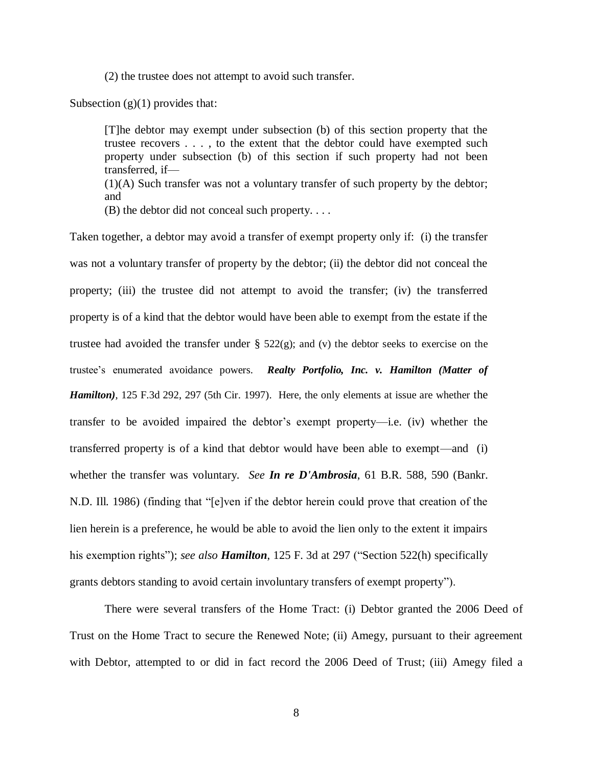(2) the trustee does not attempt to avoid such transfer.

Subsection (g)(1) provides that:

> [T]he debtor may exempt under subsection (b) of this section property that the trustee recovers . . . , to the extent that the debtor could have exempted such property under subsection (b) of this section if such property had not been transferred, if—
> (1)(A) Such transfer was not a voluntary transfer of such property by the debtor; and
> (B) the debtor did not conceal such property. . . .

Taken together, a debtor may avoid a transfer of exempt property only if: (i) the transfer was not a voluntary transfer of property by the debtor; (ii) the debtor did not conceal the property; (iii) the trustee did not attempt to avoid the transfer; (iv) the transferred property is of a kind that the debtor would have been able to exempt from the estate if the trustee had avoided the transfer under § 522(g); and (v) the debtor seeks to exercise on the trustee's enumerated avoidance powers. ***Realty Portfolio, Inc. v. Hamilton (Matter of Hamilton)***, 125 F.3d 292, 297 (5th Cir. 1997). Here, the only elements at issue are whether the transfer to be avoided impaired the debtor's exempt property—i.e. (iv) whether the transferred property is of a kind that debtor would have been able to exempt—and (i) whether the transfer was voluntary. *See* ***In re D'Ambrosia***, 61 B.R. 588, 590 (Bankr. N.D. Ill. 1986) (finding that "[e]ven if the debtor herein could prove that creation of the lien herein is a preference, he would be able to avoid the lien only to the extent it impairs his exemption rights"); *see also* ***Hamilton***, 125 F. 3d at 297 ("Section 522(h) specifically grants debtors standing to avoid certain involuntary transfers of exempt property").

There were several transfers of the Home Tract: (i) Debtor granted the 2006 Deed of Trust on the Home Tract to secure the Renewed Note; (ii) Amegy, pursuant to their agreement with Debtor, attempted to or did in fact record the 2006 Deed of Trust; (iii) Amegy filed a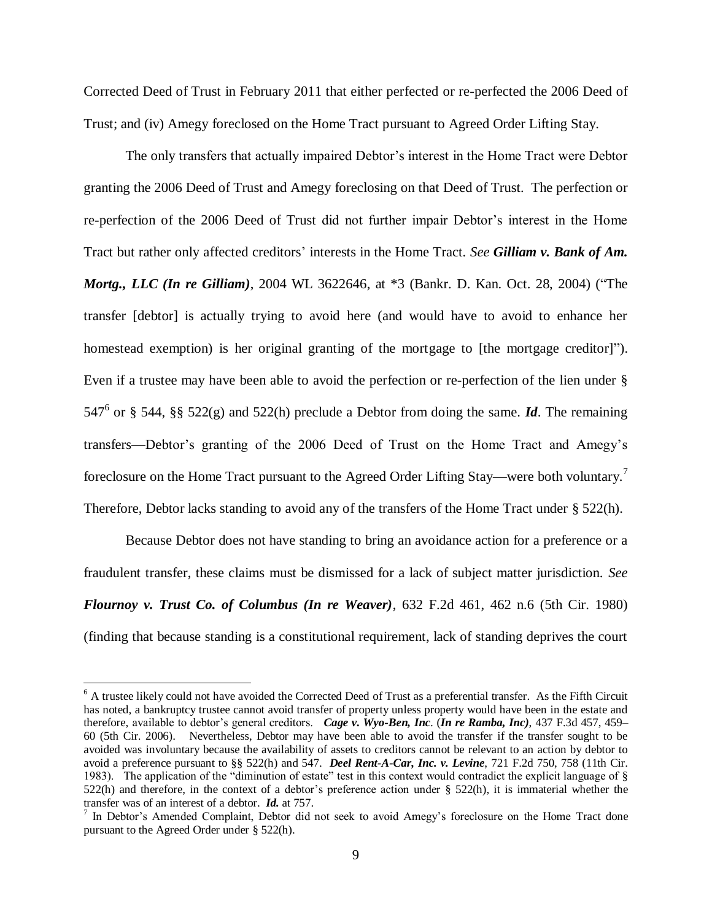Corrected Deed of Trust in February 2011 that either perfected or re-perfected the 2006 Deed of Trust; and (iv) Amegy foreclosed on the Home Tract pursuant to Agreed Order Lifting Stay.

The only transfers that actually impaired Debtor's interest in the Home Tract were Debtor granting the 2006 Deed of Trust and Amegy foreclosing on that Deed of Trust. The perfection or re-perfection of the 2006 Deed of Trust did not further impair Debtor's interest in the Home Tract but rather only affected creditors' interests in the Home Tract. *See* ***Gilliam v. Bank of Am. Mortg., LLC (In re Gilliam)***, 2004 WL 3622646, at *3 (Bankr. D. Kan. Oct. 28, 2004) ("The transfer [debtor] is actually trying to avoid here (and would have to avoid to enhance her homestead exemption) is her original granting of the mortgage to [the mortgage creditor]"). Even if a trustee may have been able to avoid the perfection or re-perfection of the lien under § 547[6] or § 544, §§ 522(g) and 522(h) preclude a Debtor from doing the same. ***Id***. The remaining transfers—Debtor's granting of the 2006 Deed of Trust on the Home Tract and Amegy's foreclosure on the Home Tract pursuant to the Agreed Order Lifting Stay—were both voluntary.[7] Therefore, Debtor lacks standing to avoid any of the transfers of the Home Tract under § 522(h).

Because Debtor does not have standing to bring an avoidance action for a preference or a fraudulent transfer, these claims must be dismissed for a lack of subject matter jurisdiction. *See* ***Flournoy v. Trust Co. of Columbus (In re Weaver)***, 632 F.2d 461, 462 n.6 (5th Cir. 1980) (finding that because standing is a constitutional requirement, lack of standing deprives the court

---

[6] A trustee likely could not have avoided the Corrected Deed of Trust as a preferential transfer. As the Fifth Circuit has noted, a bankruptcy trustee cannot avoid transfer of property unless property would have been in the estate and therefore, available to debtor's general creditors. ***Cage v. Wyo-Ben, Inc***. (***In re Ramba, Inc)***, 437 F.3d 457, 459–60 (5th Cir. 2006). Nevertheless, Debtor may have been able to avoid the transfer if the transfer sought to be avoided was involuntary because the availability of assets to creditors cannot be relevant to an action by debtor to avoid a preference pursuant to §§ 522(h) and 547. ***Deel Rent-A-Car, Inc. v. Levine***, 721 F.2d 750, 758 (11th Cir. 1983). The application of the "diminution of estate" test in this context would contradict the explicit language of § 522(h) and therefore, in the context of a debtor's preference action under § 522(h), it is immaterial whether the transfer was of an interest of a debtor. ***Id.*** at 757.

[7] In Debtor's Amended Complaint, Debtor did not seek to avoid Amegy's foreclosure on the Home Tract done pursuant to the Agreed Order under § 522(h).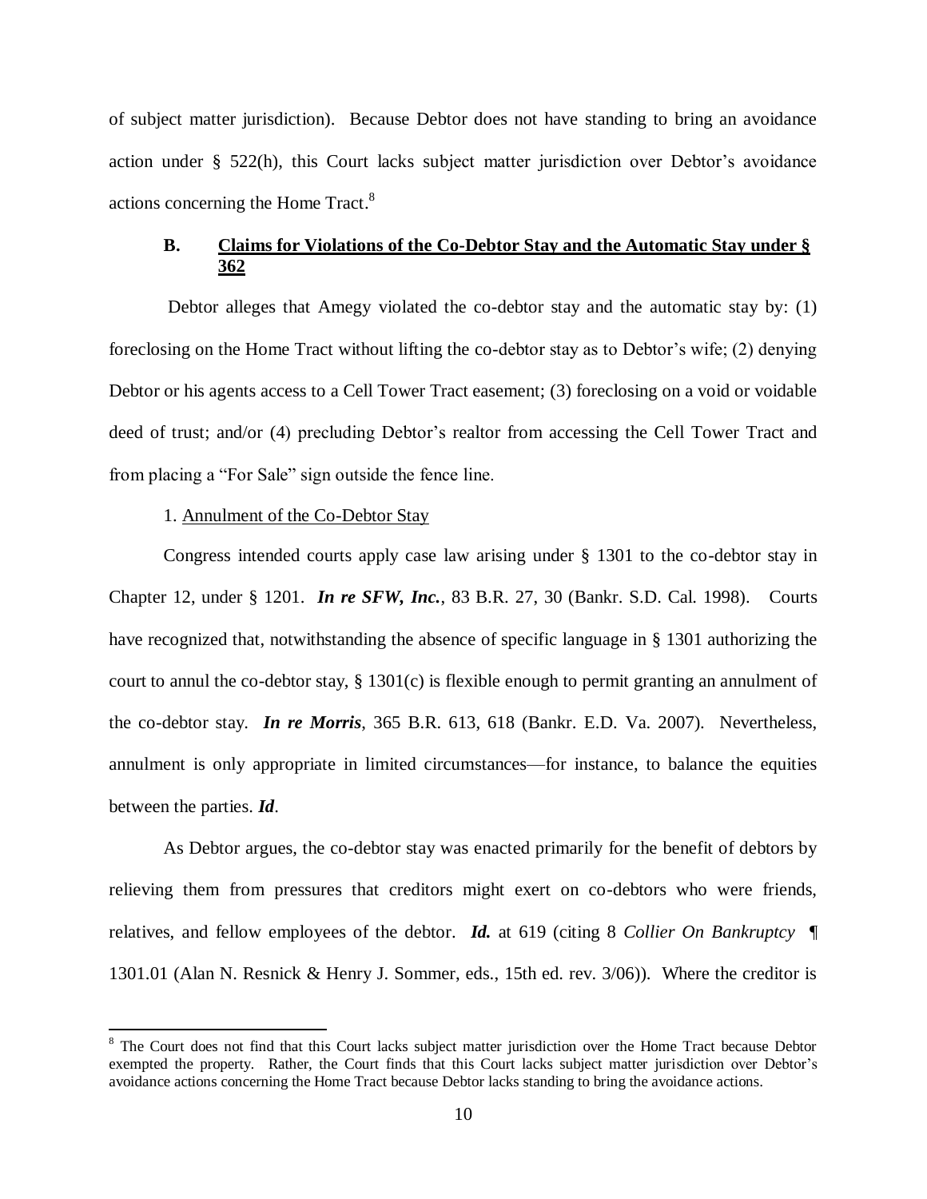of subject matter jurisdiction). Because Debtor does not have standing to bring an avoidance action under § 522(h), this Court lacks subject matter jurisdiction over Debtor's avoidance actions concerning the Home Tract.[8]

### B. Claims for Violations of the Co-Debtor Stay and the Automatic Stay under § 362

Debtor alleges that Amegy violated the co-debtor stay and the automatic stay by: (1) foreclosing on the Home Tract without lifting the co-debtor stay as to Debtor's wife; (2) denying Debtor or his agents access to a Cell Tower Tract easement; (3) foreclosing on a void or voidable deed of trust; and/or (4) precluding Debtor's realtor from accessing the Cell Tower Tract and from placing a "For Sale" sign outside the fence line.

1. Annulment of the Co-Debtor Stay

Congress intended courts apply case law arising under § 1301 to the co-debtor stay in Chapter 12, under § 1201. ***In re SFW, Inc.***, 83 B.R. 27, 30 (Bankr. S.D. Cal. 1998). Courts have recognized that, notwithstanding the absence of specific language in § 1301 authorizing the court to annul the co-debtor stay, § 1301(c) is flexible enough to permit granting an annulment of the co-debtor stay. ***In re Morris***, 365 B.R. 613, 618 (Bankr. E.D. Va. 2007). Nevertheless, annulment is only appropriate in limited circumstances—for instance, to balance the equities between the parties. ***Id***.

As Debtor argues, the co-debtor stay was enacted primarily for the benefit of debtors by relieving them from pressures that creditors might exert on co-debtors who were friends, relatives, and fellow employees of the debtor. ***Id.*** at 619 (citing 8 *Collier On Bankruptcy* ¶ 1301.01 (Alan N. Resnick & Henry J. Sommer, eds., 15th ed. rev. 3/06)). Where the creditor is

[8] The Court does not find that this Court lacks subject matter jurisdiction over the Home Tract because Debtor exempted the property. Rather, the Court finds that this Court lacks subject matter jurisdiction over Debtor's avoidance actions concerning the Home Tract because Debtor lacks standing to bring the avoidance actions.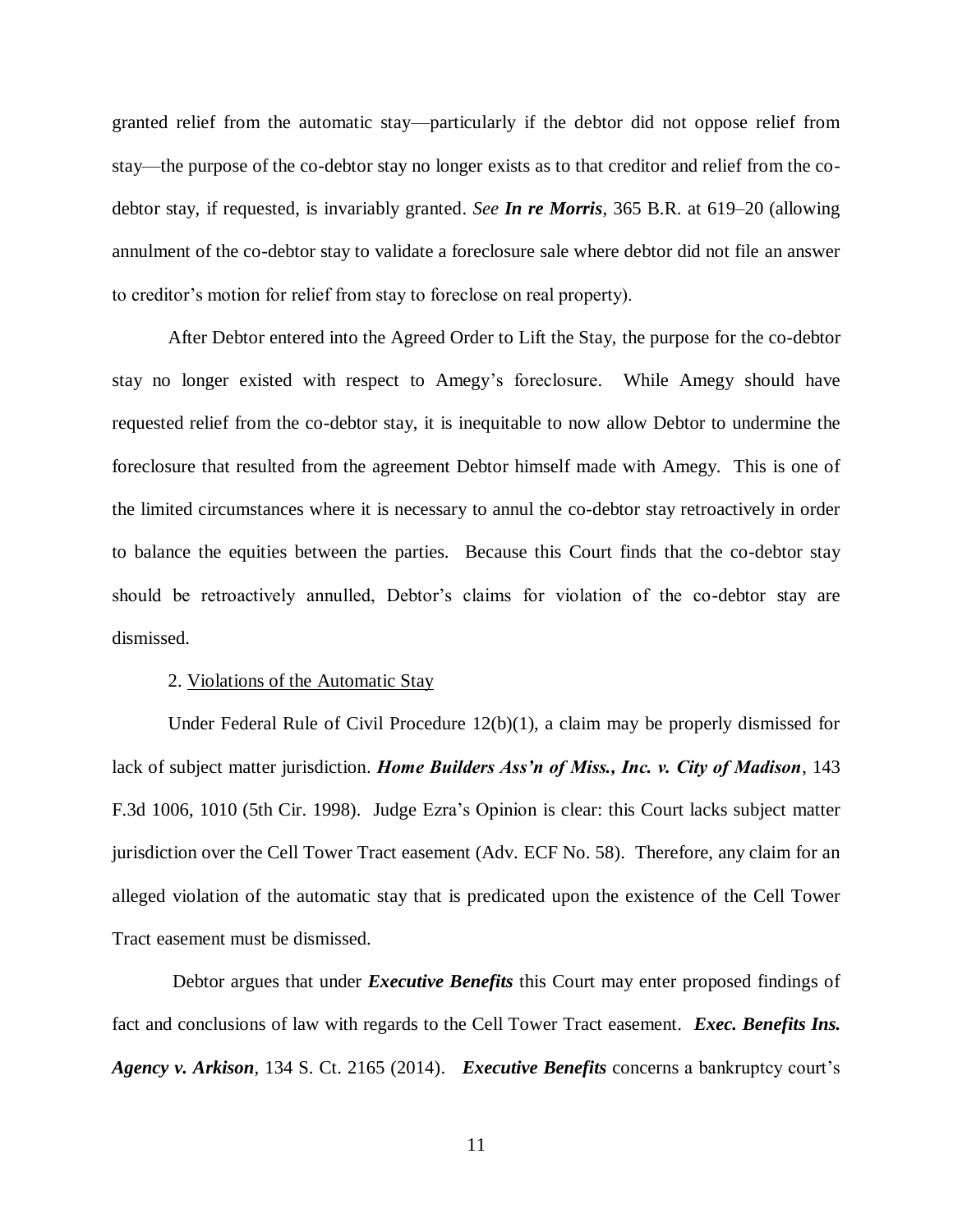granted relief from the automatic stay—particularly if the debtor did not oppose relief from stay—the purpose of the co-debtor stay no longer exists as to that creditor and relief from the co-debtor stay, if requested, is invariably granted. *See* ***In re Morris***, 365 B.R. at 619–20 (allowing annulment of the co-debtor stay to validate a foreclosure sale where debtor did not file an answer to creditor's motion for relief from stay to foreclose on real property).

After Debtor entered into the Agreed Order to Lift the Stay, the purpose for the co-debtor stay no longer existed with respect to Amegy's foreclosure. While Amegy should have requested relief from the co-debtor stay, it is inequitable to now allow Debtor to undermine the foreclosure that resulted from the agreement Debtor himself made with Amegy. This is one of the limited circumstances where it is necessary to annul the co-debtor stay retroactively in order to balance the equities between the parties. Because this Court finds that the co-debtor stay should be retroactively annulled, Debtor's claims for violation of the co-debtor stay are dismissed.

2. Violations of the Automatic Stay

Under Federal Rule of Civil Procedure 12(b)(1), a claim may be properly dismissed for lack of subject matter jurisdiction. ***Home Builders Ass'n of Miss., Inc. v. City of Madison***, 143 F.3d 1006, 1010 (5th Cir. 1998). Judge Ezra's Opinion is clear: this Court lacks subject matter jurisdiction over the Cell Tower Tract easement (Adv. ECF No. 58). Therefore, any claim for an alleged violation of the automatic stay that is predicated upon the existence of the Cell Tower Tract easement must be dismissed.

Debtor argues that under ***Executive Benefits*** this Court may enter proposed findings of fact and conclusions of law with regards to the Cell Tower Tract easement. ***Exec. Benefits Ins. Agency v. Arkison***, 134 S. Ct. 2165 (2014). ***Executive Benefits*** concerns a bankruptcy court's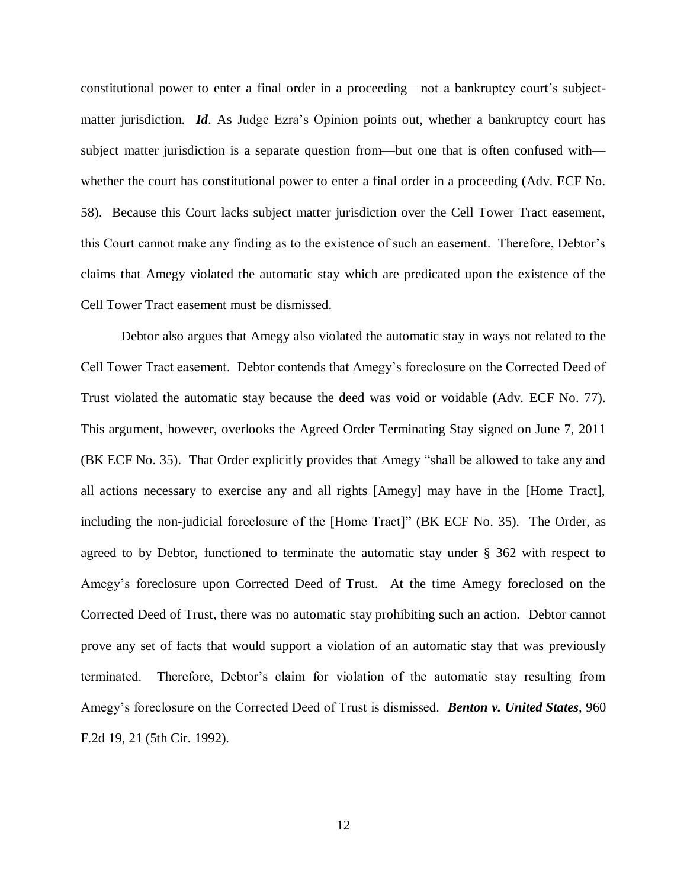constitutional power to enter a final order in a proceeding—not a bankruptcy court's subject-matter jurisdiction. ***Id***. As Judge Ezra's Opinion points out, whether a bankruptcy court has subject matter jurisdiction is a separate question from—but one that is often confused with—whether the court has constitutional power to enter a final order in a proceeding (Adv. ECF No. 58). Because this Court lacks subject matter jurisdiction over the Cell Tower Tract easement, this Court cannot make any finding as to the existence of such an easement. Therefore, Debtor's claims that Amegy violated the automatic stay which are predicated upon the existence of the Cell Tower Tract easement must be dismissed.

Debtor also argues that Amegy also violated the automatic stay in ways not related to the Cell Tower Tract easement. Debtor contends that Amegy's foreclosure on the Corrected Deed of Trust violated the automatic stay because the deed was void or voidable (Adv. ECF No. 77). This argument, however, overlooks the Agreed Order Terminating Stay signed on June 7, 2011 (BK ECF No. 35). That Order explicitly provides that Amegy "shall be allowed to take any and all actions necessary to exercise any and all rights [Amegy] may have in the [Home Tract], including the non-judicial foreclosure of the [Home Tract]" (BK ECF No. 35). The Order, as agreed to by Debtor, functioned to terminate the automatic stay under § 362 with respect to Amegy's foreclosure upon Corrected Deed of Trust. At the time Amegy foreclosed on the Corrected Deed of Trust, there was no automatic stay prohibiting such an action. Debtor cannot prove any set of facts that would support a violation of an automatic stay that was previously terminated. Therefore, Debtor's claim for violation of the automatic stay resulting from Amegy's foreclosure on the Corrected Deed of Trust is dismissed. ***Benton v. United States***, 960 F.2d 19, 21 (5th Cir. 1992).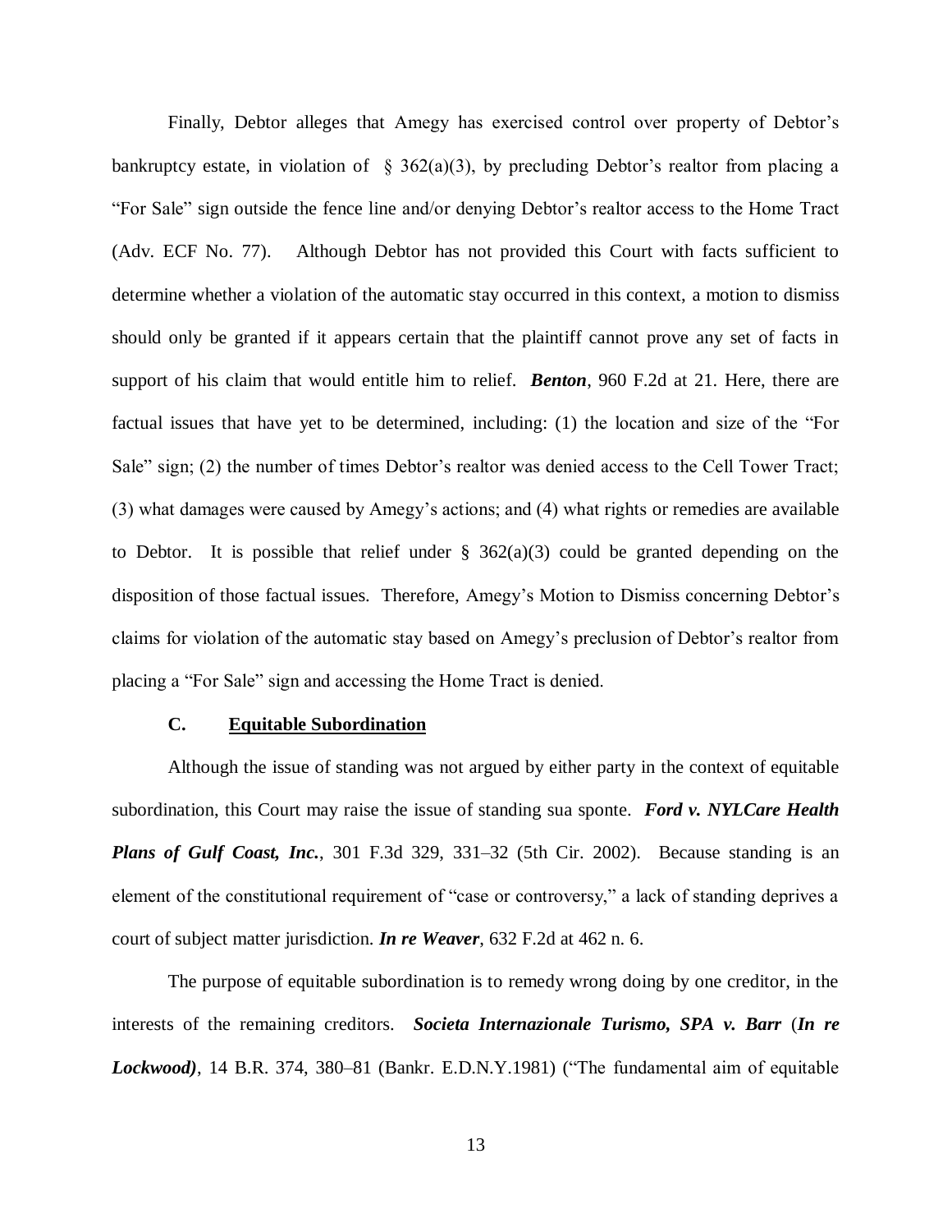Finally, Debtor alleges that Amegy has exercised control over property of Debtor's bankruptcy estate, in violation of § 362(a)(3), by precluding Debtor's realtor from placing a "For Sale" sign outside the fence line and/or denying Debtor's realtor access to the Home Tract (Adv. ECF No. 77). Although Debtor has not provided this Court with facts sufficient to determine whether a violation of the automatic stay occurred in this context, a motion to dismiss should only be granted if it appears certain that the plaintiff cannot prove any set of facts in support of his claim that would entitle him to relief. ***Benton***, 960 F.2d at 21. Here, there are factual issues that have yet to be determined, including: (1) the location and size of the "For Sale" sign; (2) the number of times Debtor's realtor was denied access to the Cell Tower Tract; (3) what damages were caused by Amegy's actions; and (4) what rights or remedies are available to Debtor. It is possible that relief under § 362(a)(3) could be granted depending on the disposition of those factual issues. Therefore, Amegy's Motion to Dismiss concerning Debtor's claims for violation of the automatic stay based on Amegy's preclusion of Debtor's realtor from placing a "For Sale" sign and accessing the Home Tract is denied.

### C. Equitable Subordination

Although the issue of standing was not argued by either party in the context of equitable subordination, this Court may raise the issue of standing sua sponte. ***Ford v. NYLCare Health Plans of Gulf Coast, Inc.***, 301 F.3d 329, 331–32 (5th Cir. 2002). Because standing is an element of the constitutional requirement of "case or controversy," a lack of standing deprives a court of subject matter jurisdiction. ***In re Weaver***, 632 F.2d at 462 n. 6.

The purpose of equitable subordination is to remedy wrong doing by one creditor, in the interests of the remaining creditors. ***Societa Internazionale Turismo, SPA v. Barr*** (***In re Lockwood)***, 14 B.R. 374, 380–81 (Bankr. E.D.N.Y.1981) ("The fundamental aim of equitable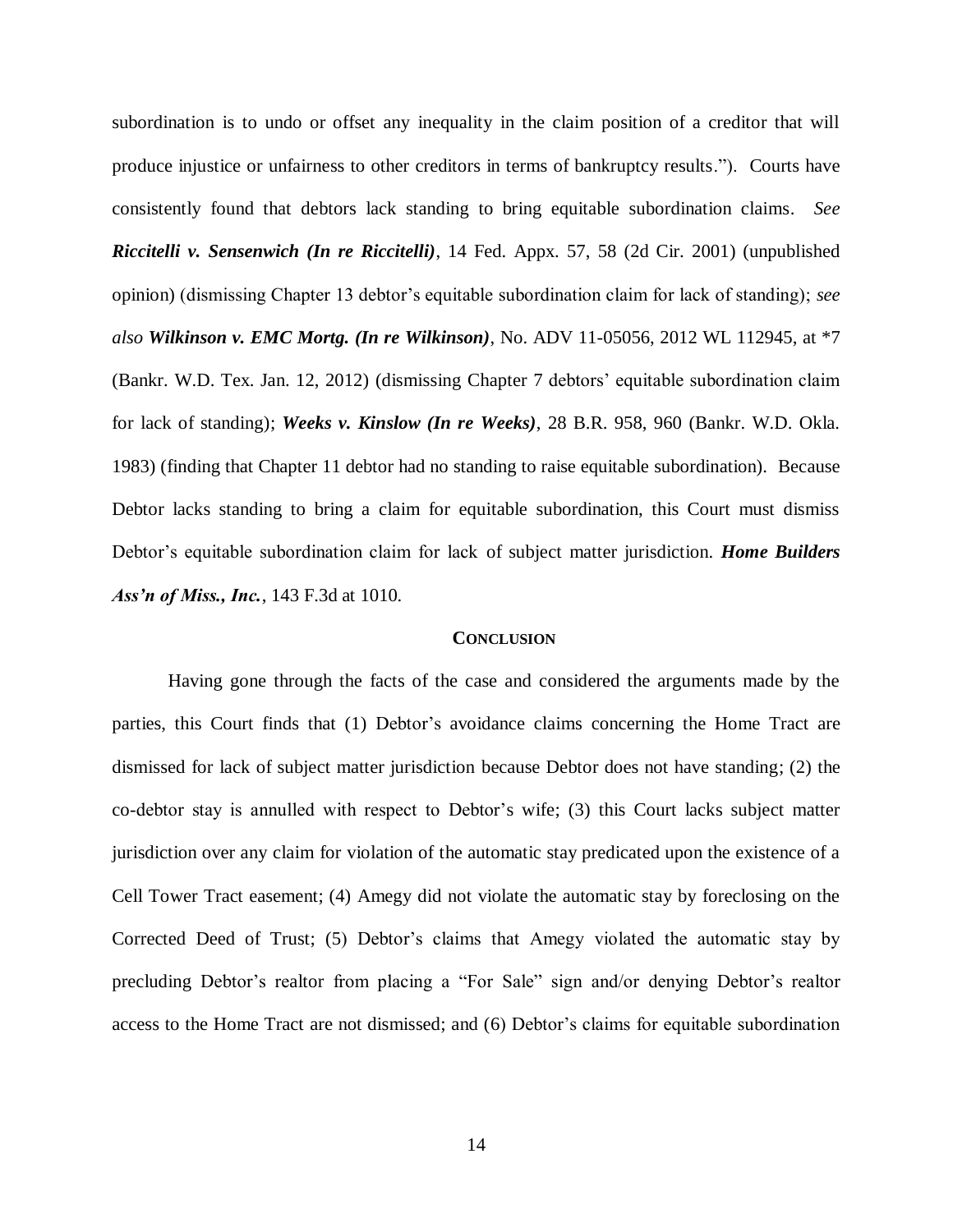subordination is to undo or offset any inequality in the claim position of a creditor that will produce injustice or unfairness to other creditors in terms of bankruptcy results."). Courts have consistently found that debtors lack standing to bring equitable subordination claims. *See* ***Riccitelli v. Sensenwich (In re Riccitelli)***, 14 Fed. Appx. 57, 58 (2d Cir. 2001) (unpublished opinion) (dismissing Chapter 13 debtor's equitable subordination claim for lack of standing); *see also* ***Wilkinson v. EMC Mortg. (In re Wilkinson)***, No. ADV 11-05056, 2012 WL 112945, at *7 (Bankr. W.D. Tex. Jan. 12, 2012) (dismissing Chapter 7 debtors' equitable subordination claim for lack of standing); ***Weeks v. Kinslow (In re Weeks)***, 28 B.R. 958, 960 (Bankr. W.D. Okla. 1983) (finding that Chapter 11 debtor had no standing to raise equitable subordination). Because Debtor lacks standing to bring a claim for equitable subordination, this Court must dismiss Debtor's equitable subordination claim for lack of subject matter jurisdiction. ***Home Builders Ass'n of Miss., Inc.***, 143 F.3d at 1010.

## CONCLUSION

Having gone through the facts of the case and considered the arguments made by the parties, this Court finds that (1) Debtor's avoidance claims concerning the Home Tract are dismissed for lack of subject matter jurisdiction because Debtor does not have standing; (2) the co-debtor stay is annulled with respect to Debtor's wife; (3) this Court lacks subject matter jurisdiction over any claim for violation of the automatic stay predicated upon the existence of a Cell Tower Tract easement; (4) Amegy did not violate the automatic stay by foreclosing on the Corrected Deed of Trust; (5) Debtor's claims that Amegy violated the automatic stay by precluding Debtor's realtor from placing a "For Sale" sign and/or denying Debtor's realtor access to the Home Tract are not dismissed; and (6) Debtor's claims for equitable subordination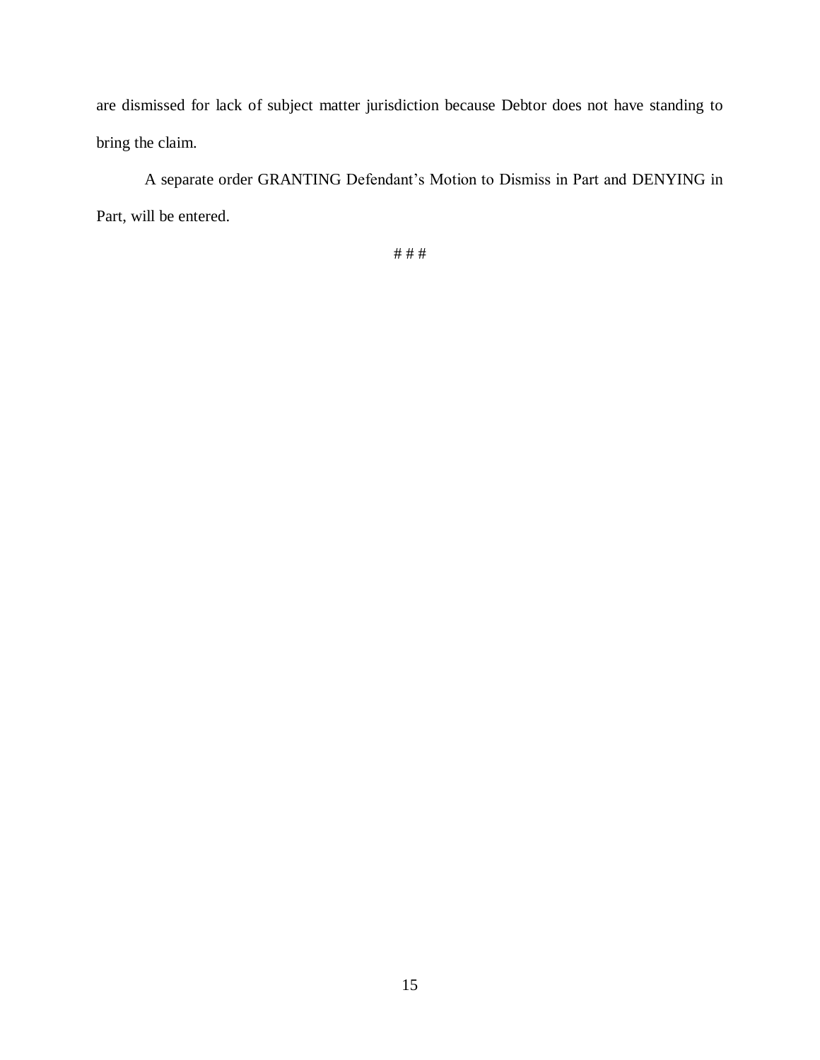are dismissed for lack of subject matter jurisdiction because Debtor does not have standing to bring the claim.

A separate order GRANTING Defendant's Motion to Dismiss in Part and DENYING in Part, will be entered.

# # #